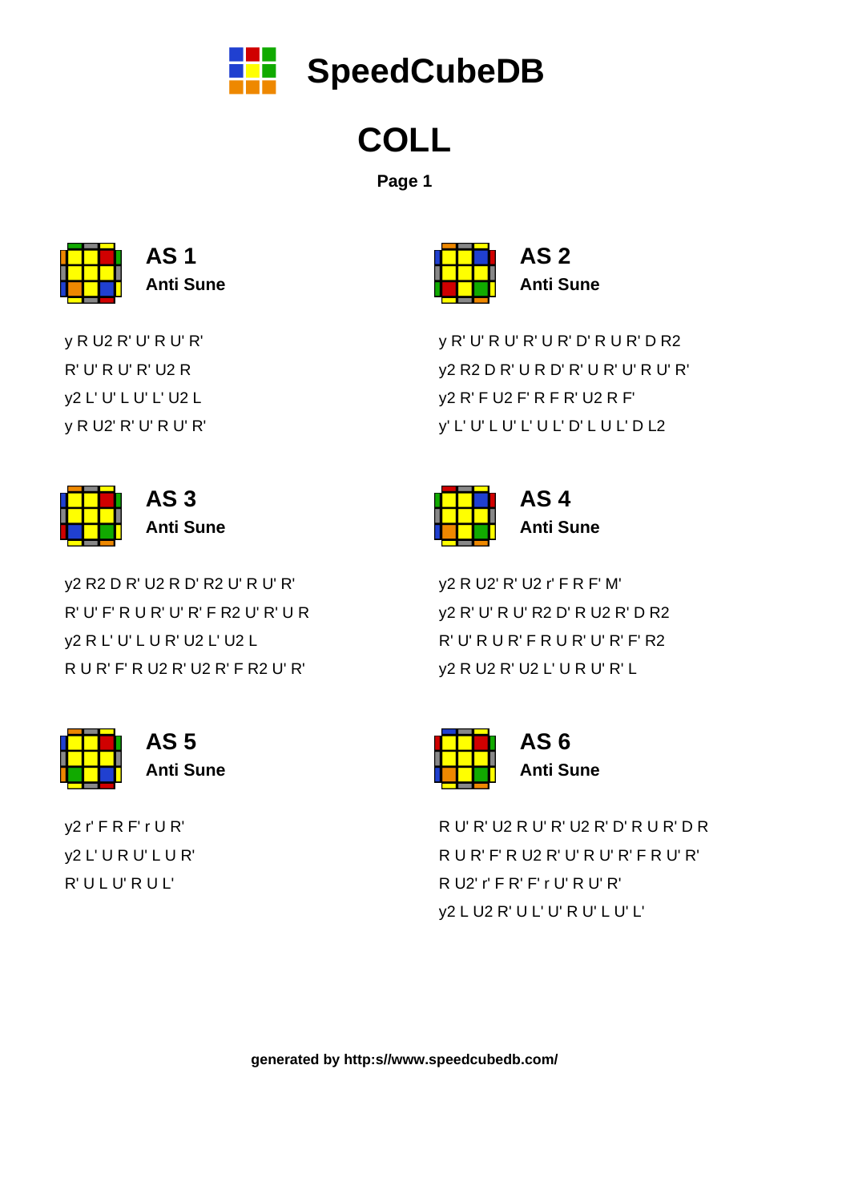# SpeedCubeDB

## COLL

**Page 1**

### AS 1
**Anti Sune**

y R U2 R' U' R U' R'
R' U' R U' R' U2 R
y2 L' U' L U' L' U2 L
y R U2' R' U' R U' R'

### AS 2
**Anti Sune**

y R' U' R U' R' U R' D' R U R' D R2
y2 R2 D R' U R D' R' U R' U' R U' R'
y2 R' F U2 F' R F R' U2 R F'
y' L' U' L U' L' U L' D' L U L' D L2

### AS 3
**Anti Sune**

y2 R2 D R' U2 R D' R2 U' R U' R'
R' U' F' R U R' U' R' F R2 U' R' U R
y2 R L' U' L U R' U2 L' U2 L
R U R' F' R U2 R' U2 R' F R2 U' R'

### AS 4
**Anti Sune**

y2 R U2' R' U2 r' F R F' M'
y2 R' U' R U' R2 D' R U2 R' D R2
R' U' R U R' F R U R' U' R' F' R2
y2 R U2 R' U2 L' U R U' R' L

### AS 5
**Anti Sune**

y2 r' F R F' r U R'
y2 L' U R U' L U R'
R' U L U' R U L'

### AS 6
**Anti Sune**

R U' R' U2 R U' R' U2 R' D' R U R' D R
R U R' F' R U2 R' U' R U' R' F R U' R'
R U2' r' F R' F' r U' R U' R'
y2 L U2 R' U L' U' R U' L U' L'

generated by http:s//www.speedcubedb.com/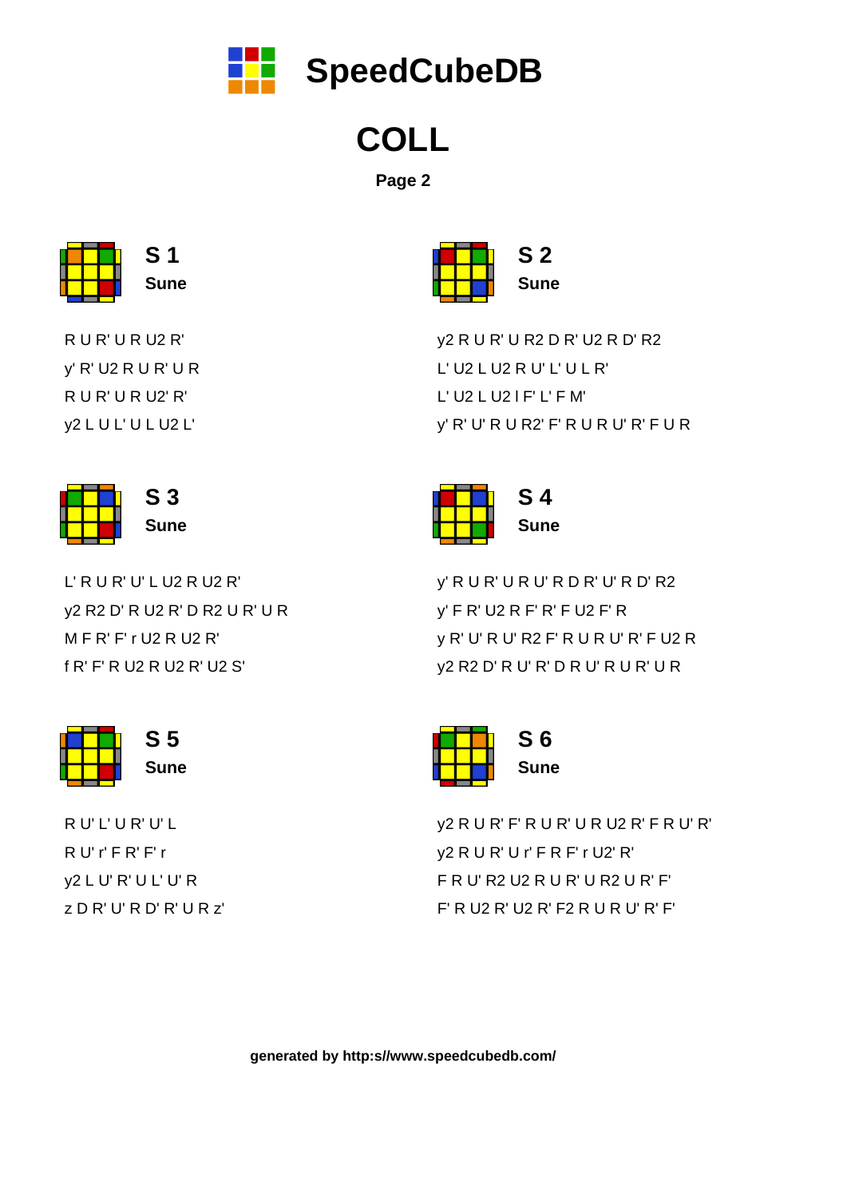# SpeedCubeDB

# COLL

**Page 2**

## S 1

**Sune**

R U R' U R U2 R'
y' R' U2 R U R' U R
R U R' U R U2' R'
y2 L U L' U L U2 L'

## S 2

**Sune**

y2 R U R' U R2 D R' U2 R D' R2
L' U2 L U2 R U' L' U L R'
L' U2 L U2 l F' L' F M'
y' R' U' R U R2' F' R U R U' R' F U R

## S 3

**Sune**

L' R U R' U' L U2 R U2 R'
y2 R2 D' R U2 R' D R2 U R' U R
M F R' F' r U2 R U2 R'
f R' F' R U2 R U2 R' U2 S'

## S 4

**Sune**

y' R U R' U R U' R D R' U' R D' R2
y' F R' U2 R F' R' F U2 F' R
y R' U' R U' R2 F' R U R U' R' F U2 R
y2 R2 D' R U' R' D R U' R U R' U R

## S 5

**Sune**

R U' L' U R' U' L
R U' r' F R' F' r
y2 L U' R' U L' U' R
z D R' U' R D' R' U R z'

## S 6

**Sune**

y2 R U R' F' R U R' U R U2 R' F R U' R'
y2 R U R' U r' F R F' r U2' R'
F R U' R2 U2 R U R' U R2 U R' F'
F' R U2 R' U2 R' F2 R U R U' R' F'

generated by http:s//www.speedcubedb.com/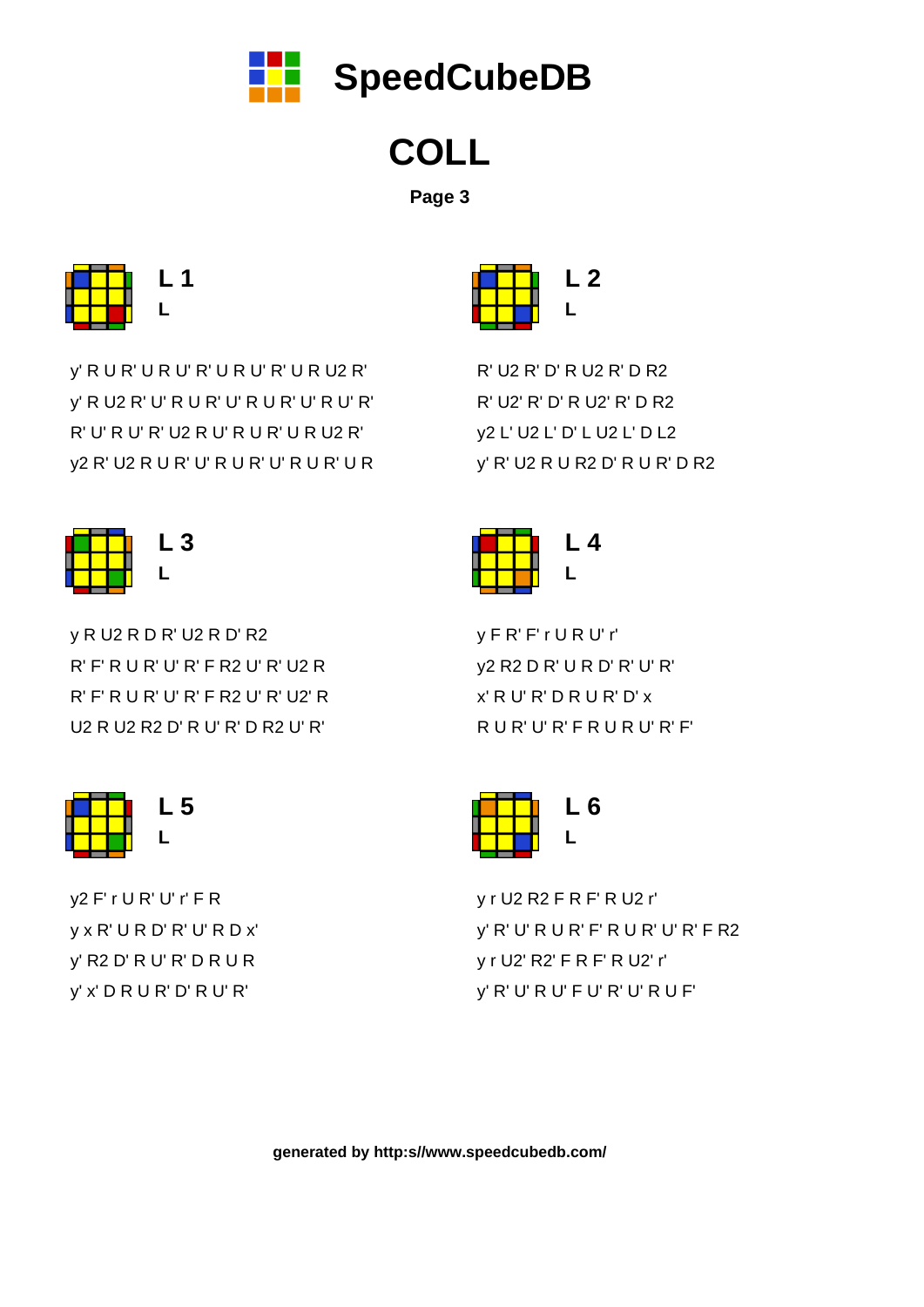# SpeedCubeDB

## COLL

**Page 3**

### L 1

**L**

y' R U R' U R U' R' U R U' R' U R U2 R'

y' R U2 R' U' R U R' U' R U R' U' R U' R'

R' U' R U' R' U2 R U' R U R' U R U2 R'

y2 R' U2 R U R' U' R U R' U' R U R' U R

### L 2

**L**

R' U2 R' D' R U2 R' D R2

R' U2' R' D' R U2' R' D R2

y2 L' U2 L' D' L U2 L' D L2

y' R' U2 R U R2 D' R U R' D R2

### L 3

**L**

y R U2 R D R' U2 R D' R2

R' F' R U R' U' R' F R2 U' R' U2 R

R' F' R U R' U' R' F R2 U' R' U2' R

U2 R U2 R2 D' R U' R' D R2 U' R'

### L 4

**L**

y F R' F' r U R U' r'

y2 R2 D R' U R D' R' U' R'

x' R U' R' D R U R' D' x

R U R' U' R' F R U R U' R' F'

### L 5

**L**

y2 F' r U R' U' r' F R

y x R' U R D' R' U' R D x'

y' R2 D' R U' R' D R U R

y' x' D R U R' D' R U' R'

### L 6

**L**

y r U2 R2 F R F' R U2 r'

y' R' U' R U R' F' R U R' U' R' F R2

y r U2' R2' F R F' R U2' r'

y' R' U' R U' F U' R' U' R U F'

**generated by http:s//www.speedcubedb.com/**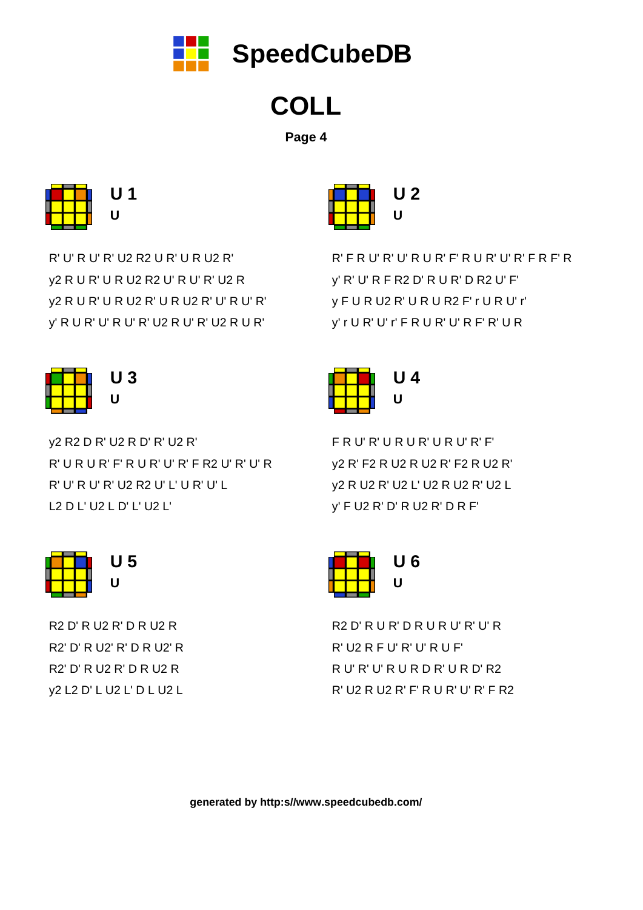# SpeedCubeDB

# COLL

**Page 4**

## U 1

**U**

R' U' R U' R' U2 R2 U R' U R U2 R'
y2 R U R' U R U2 R2 U' R U' R' U2 R
y2 R U R' U R U2 R' U R U2 R' U' R U' R'
y' R U R' U' R U' R' U2 R U' R' U2 R U R'

## U 2

**U**

R' F R U' R' U' R U R' F' R U R' U' R' F R F' R
y' R' U' R F R2 D' R U R' D R2 U' F'
y F U R U2 R' U R U R2 F' r U R U' r'
y' r U R' U' r' F R U R' U' R F' R' U R

## U 3

**U**

y2 R2 D R' U2 R D' R' U2 R'
R' U R U R' F' R U R' U' R' F R2 U' R' U' R
R' U' R U' R' U2 R2 U' L' U R' U' L
L2 D L' U2 L D' L' U2 L'

## U 4

**U**

F R U' R' U R U R' U R U' R' F'
y2 R' F2 R U2 R U2 R' F2 R U2 R'
y2 R U2 R' U2 L' U2 R U2 R' U2 L
y' F U2 R' D' R U2 R' D R F'

## U 5

**U**

R2 D' R U2 R' D R U2 R
R2' D' R U2' R' D R U2' R
R2' D' R U2 R' D R U2 R
y2 L2 D' L U2 L' D L U2 L

## U 6

**U**

R2 D' R U R' D R U R U' R' U' R
R' U2 R F U' R' U' R U F'
R U' R' U' R U R D R' U R D' R2
R' U2 R U2 R' F' R U R' U' R' F R2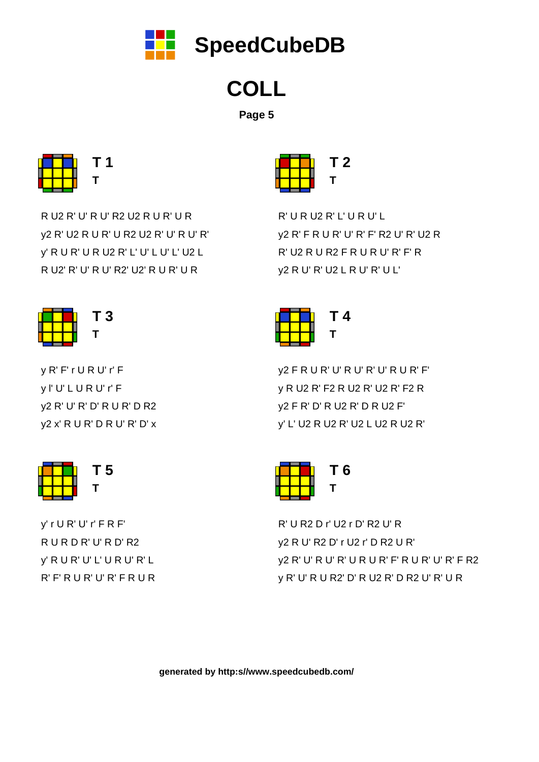# SpeedCubeDB

# COLL

**Page 5**

## T 1

**T**

R U2 R' U' R U' R2 U2 R U R' U R
y2 R' U2 R U R' U R2 U2 R' U' R U' R'
y' R U R' U R U2 R' L' U' L U' L' U2 L
R U2' R' U' R U' R2' U2' R U R' U R

## T 2

**T**

R' U R U2 R' L' U R U' L
y2 R' F R U R' U' R' F' R2 U' R' U2 R
R' U2 R U R2 F R U R U' R' F' R
y2 R U' R' U2 L R U' R' U L'

## T 3

**T**

y R' F' r U R U' r' F
y l' U' L U R U' r' F
y2 R' U' R' D' R U R' D R2
y2 x' R U R' D R U' R' D' x

## T 4

**T**

y2 F R U R' U' R U' R' U' R U R' F'
y R U2 R' F2 R U2 R' U2 R' F2 R
y2 F R' D' R U2 R' D R U2 F'
y' L' U2 R U2 R' U2 L U2 R U2 R'

## T 5

**T**

y' r U R' U' r' F R F'
R U R D R' U' R D' R2
y' R U R' U' L' U R U' R' L
R' F' R U R' U' R' F R U R

## T 6

**T**

R' U R2 D r' U2 r D' R2 U' R
y2 R U' R2 D' r U2 r' D R2 U R'
y2 R' U' R U' R' U R U R' F' R U R' U' R' F R2
y R' U' R U R2' D' R U2 R' D R2 U' R' U R

generated by http:s//www.speedcubedb.com/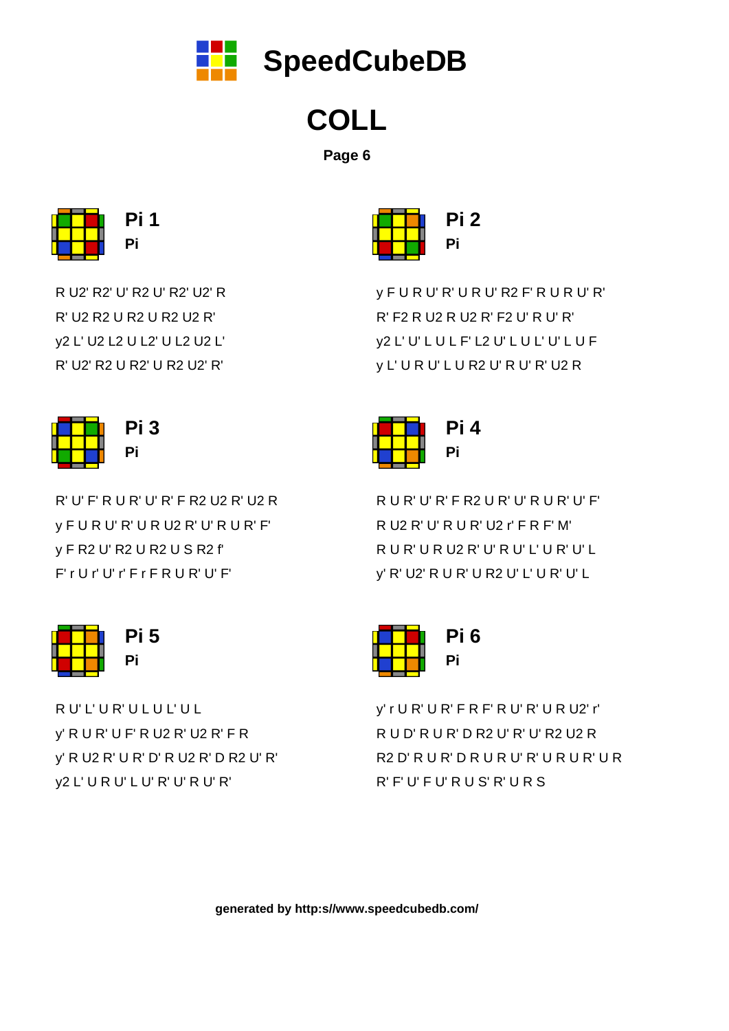# SpeedCubeDB

## COLL

**Page 6**

### Pi 1
**Pi**

R U2' R2' U' R2 U' R2' U2' R
R' U2 R2 U R2 U R2 U2 R'
y2 L' U2 L2 U L2' U L2 U2 L'
R' U2' R2 U R2' U R2 U2' R'

### Pi 2
**Pi**

y F U R U' R' U R U' R2 F' R U R U' R'
R' F2 R U2 R U2 R' F2 U' R U' R'
y2 L' U' L U L F' L2 U' L U L' U' L U F
y L' U R U' L U R2 U' R U' R' U2 R

### Pi 3
**Pi**

R' U' F' R U R' U' R' F R2 U2 R' U2 R
y F U R U' R' U R U2 R' U' R U R' F'
y F R2 U' R2 U R2 U S R2 f'
F' r U r' U' r' F r F R U R' U' F'

### Pi 4
**Pi**

R U R' U' R' F R2 U R' U' R U R' U' F'
R U2 R' U' R U R' U2 r' F R F' M'
R U R' U R U2 R' U' R U' L' U R' U' L
y' R' U2' R U R' U R2 U' L' U R' U' L

### Pi 5
**Pi**

R U' L' U R' U L U L' U L
y' R U R' U F' R U2 R' U2 R' F R
y' R U2 R' U R' D' R U2 R' D R2 U' R'
y2 L' U R U' L U' R' U' R U' R'

### Pi 6
**Pi**

y' r U R' U R' F R F' R U' R' U R U2' r'
R U D' R U R' D R2 U' R' U' R2 U2 R
R2 D' R U R' D R U R U' R' U R U R' U R
R' F' U' F U' R U S' R' U R S

generated by http:s//www.speedcubedb.com/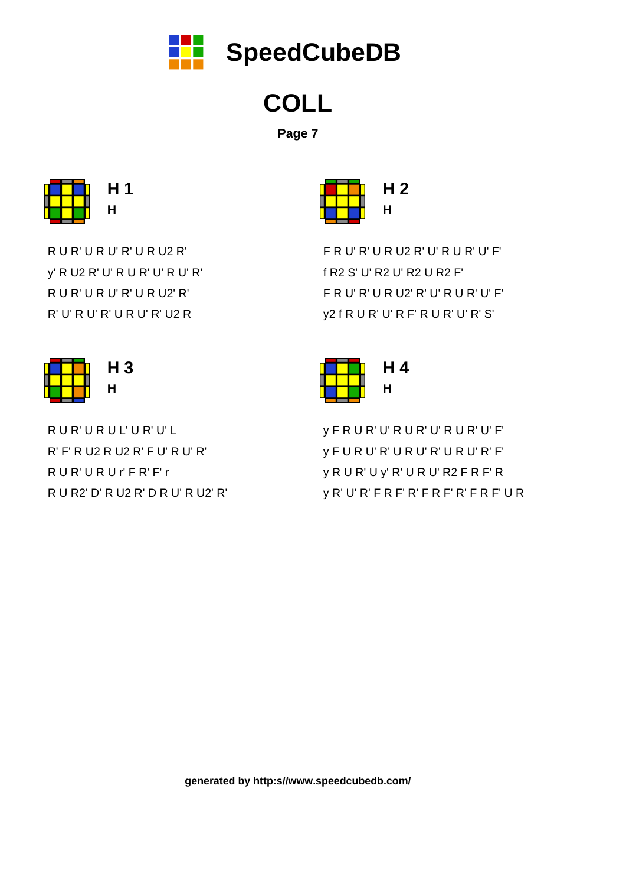# SpeedCubeDB

## COLL

**Page 7**

### H 1

**H**

R U R' U R U' R' U R U2 R'
y' R U2 R' U' R U R' U' R U' R'
R U R' U R U' R' U R U2' R'
R' U' R U' R' U R U' R' U2 R

### H 2

**H**

F R U' R' U R U2 R' U' R U R' U' F'
f R2 S' U' R2 U' R2 U R2 F'
F R U' R' U R U2' R' U' R U R' U' F'
y2 f R U R' U' R F' R U R' U' R' S'

### H 3

**H**

R U R' U R U L' U R' U' L
R' F' R U2 R U2 R' F U' R U' R'
R U R' U R U r' F R' F' r
R U R2' D' R U2 R' D R U' R U2' R'

### H 4

**H**

y F R U R' U' R U R' U' R U R' U' F'
y F U R U' R' U R U' R' U R U' R' F'
y R U R' U y' R' U R U' R2 F R F' R
y R' U' R' F R F' R' F R F' R' F R F' U R

**generated by http:s//www.speedcubedb.com/**